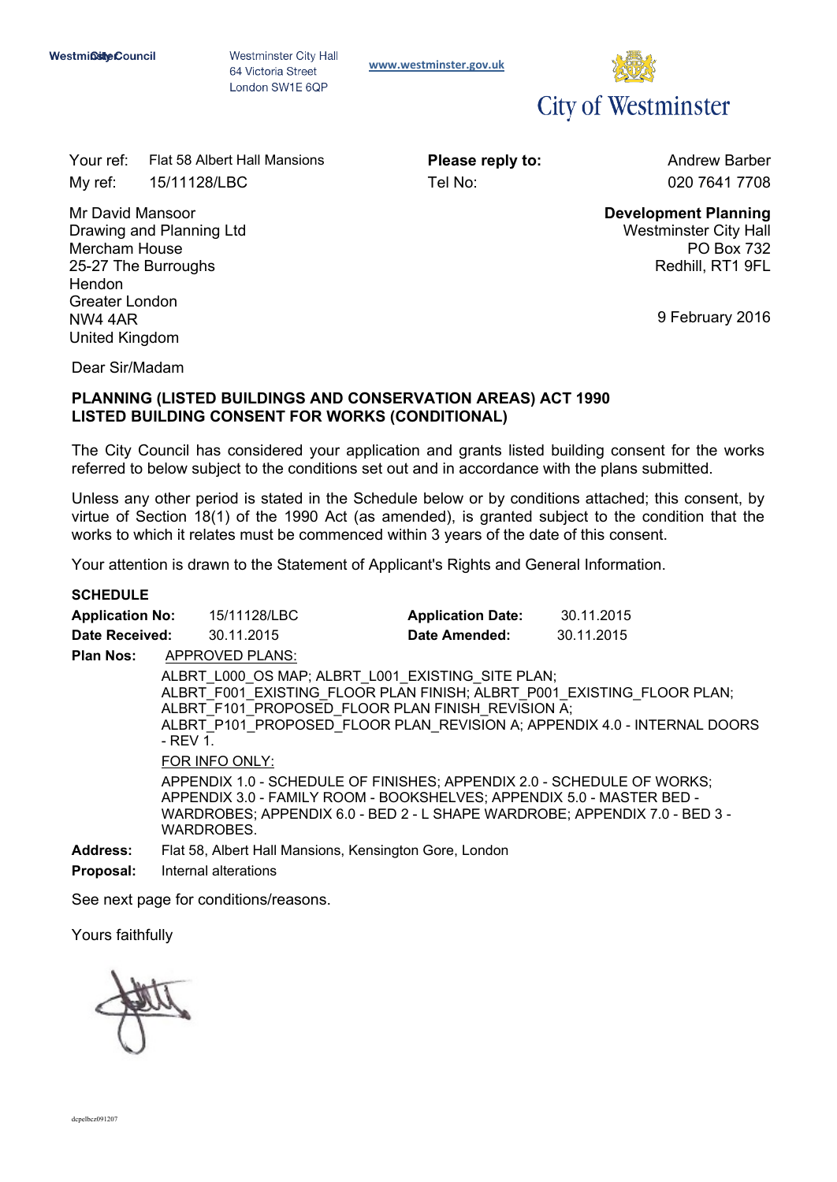Westminster City Council

Westminster City Hall
64 Victoria Street
London SW1E 6QP

www.westminster.gov.uk

City of Westminster

Your ref: Flat 58 Albert Hall Mansions
My ref: 15/11128/LBC

**Please reply to:** Andrew Barber
Tel No: 020 7641 7708

Mr David Mansoor
Drawing and Planning Ltd
Mercham House
25-27 The Burroughs
Hendon
Greater London
NW4 4AR
United Kingdom

**Development Planning**
Westminster City Hall
PO Box 732
Redhill, RT1 9FL

9 February 2016

Dear Sir/Madam

**PLANNING (LISTED BUILDINGS AND CONSERVATION AREAS) ACT 1990**
**LISTED BUILDING CONSENT FOR WORKS (CONDITIONAL)**

The City Council has considered your application and grants listed building consent for the works referred to below subject to the conditions set out and in accordance with the plans submitted.

Unless any other period is stated in the Schedule below or by conditions attached; this consent, by virtue of Section 18(1) of the 1990 Act (as amended), is granted subject to the condition that the works to which it relates must be commenced within 3 years of the date of this consent.

Your attention is drawn to the Statement of Applicant's Rights and General Information.

**SCHEDULE**

**Application No:** 15/11128/LBC **Application Date:** 30.11.2015
**Date Received:** 30.11.2015 **Date Amended:** 30.11.2015

**Plan Nos:** APPROVED PLANS:

ALBRT_L000_OS MAP; ALBRT_L001_EXISTING_SITE PLAN; ALBRT_F001_EXISTING_FLOOR PLAN FINISH; ALBRT_P001_EXISTING_FLOOR PLAN; ALBRT_F101_PROPOSED_FLOOR PLAN FINISH_REVISION A; ALBRT_P101_PROPOSED_FLOOR PLAN_REVISION A; APPENDIX 4.0 - INTERNAL DOORS - REV 1.

FOR INFO ONLY:

APPENDIX 1.0 - SCHEDULE OF FINISHES; APPENDIX 2.0 - SCHEDULE OF WORKS; APPENDIX 3.0 - FAMILY ROOM - BOOKSHELVES; APPENDIX 5.0 - MASTER BED - WARDROBES; APPENDIX 6.0 - BED 2 - L SHAPE WARDROBE; APPENDIX 7.0 - BED 3 - WARDROBES.

**Address:** Flat 58, Albert Hall Mansions, Kensington Gore, London

**Proposal:** Internal alterations

See next page for conditions/reasons.

Yours faithfully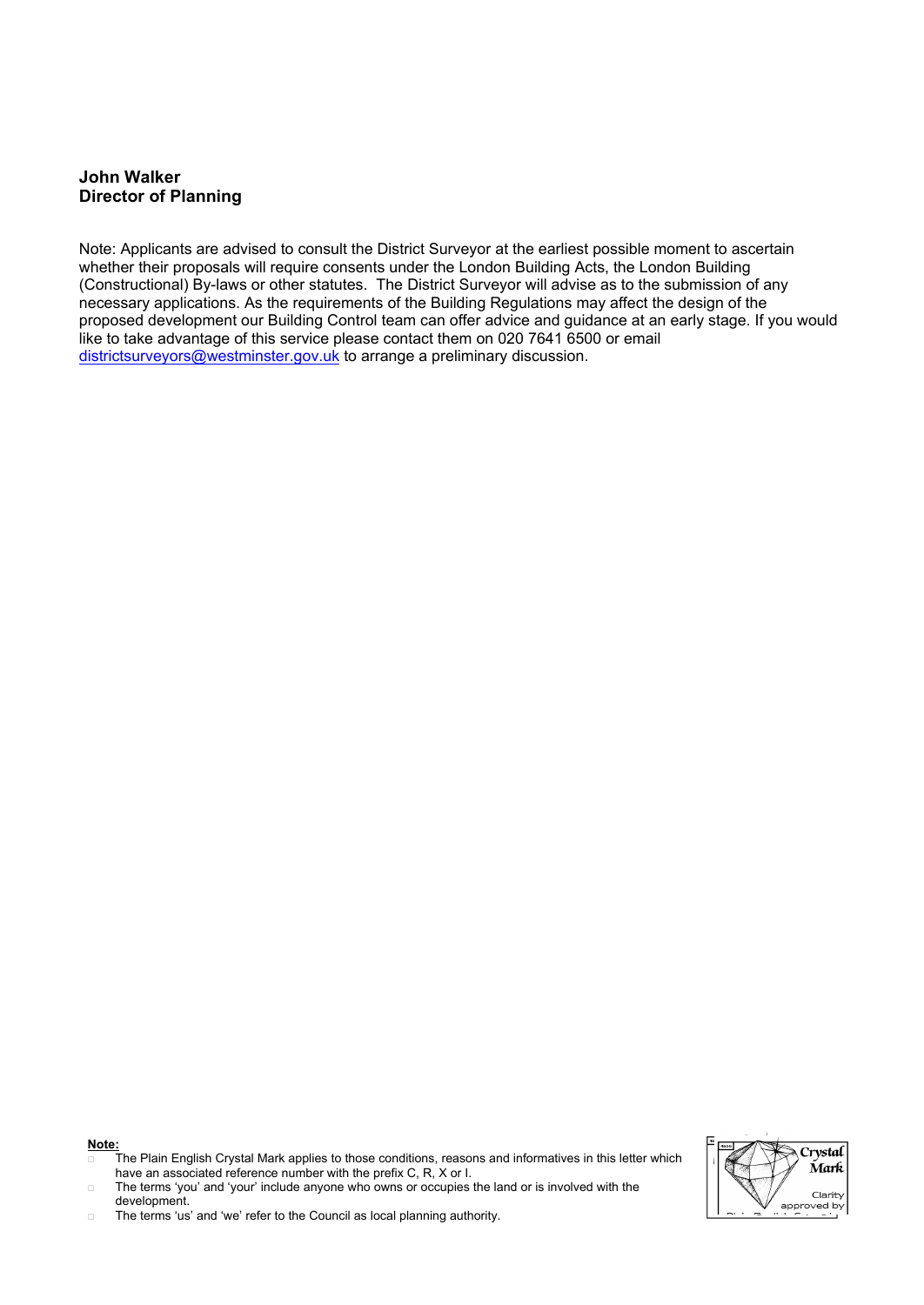**John Walker**
**Director of Planning**

Note: Applicants are advised to consult the District Surveyor at the earliest possible moment to ascertain whether their proposals will require consents under the London Building Acts, the London Building (Constructional) By-laws or other statutes. The District Surveyor will advise as to the submission of any necessary applications. As the requirements of the Building Regulations may affect the design of the proposed development our Building Control team can offer advice and guidance at an early stage. If you would like to take advantage of this service please contact them on 020 7641 6500 or email districtsurveyors@westminster.gov.uk to arrange a preliminary discussion.

**Note:**

- The Plain English Crystal Mark applies to those conditions, reasons and informatives in this letter which have an associated reference number with the prefix C, R, X or I.
- The terms 'you' and 'your' include anyone who owns or occupies the land or is involved with the development.
- The terms 'us' and 'we' refer to the Council as local planning authority.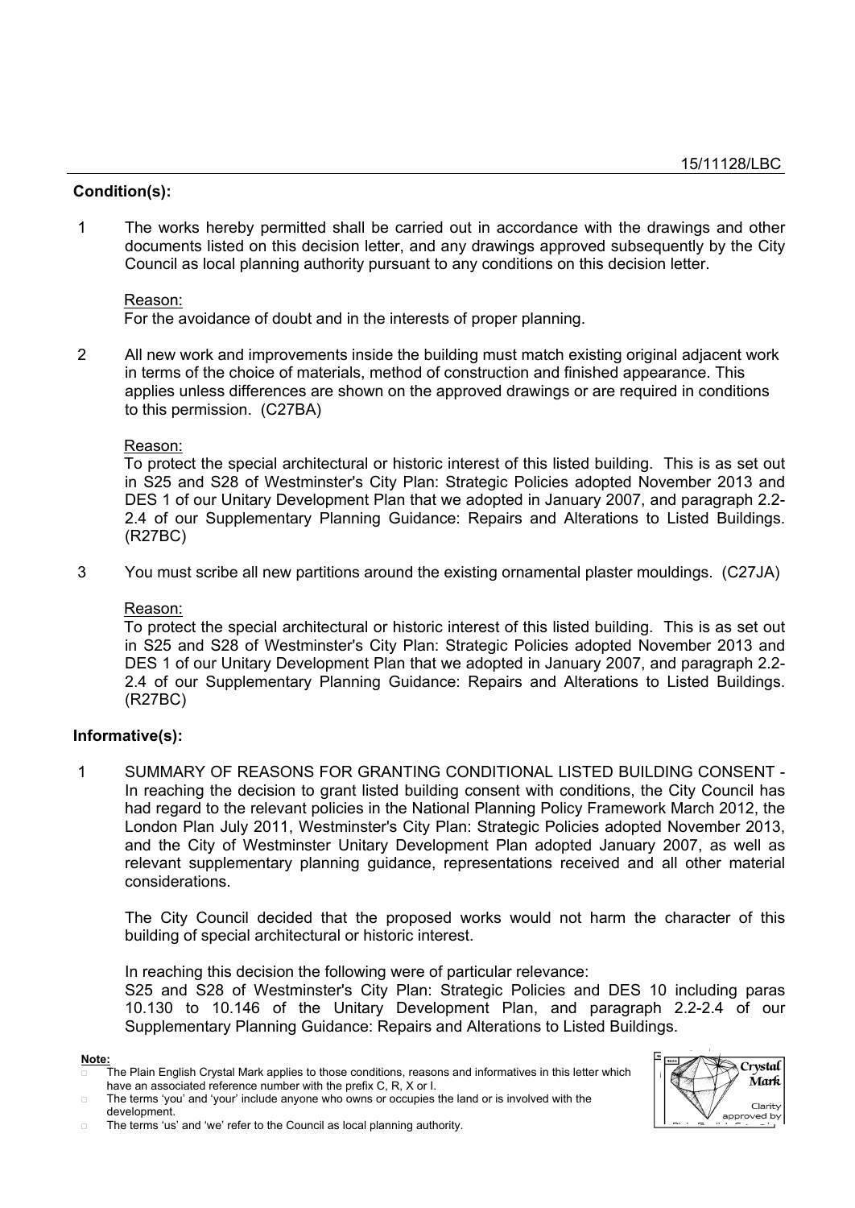15/11128/LBC

**Condition(s):**

1 The works hereby permitted shall be carried out in accordance with the drawings and other documents listed on this decision letter, and any drawings approved subsequently by the City Council as local planning authority pursuant to any conditions on this decision letter.

Reason:
For the avoidance of doubt and in the interests of proper planning.

2 All new work and improvements inside the building must match existing original adjacent work in terms of the choice of materials, method of construction and finished appearance. This applies unless differences are shown on the approved drawings or are required in conditions to this permission. (C27BA)

Reason:
To protect the special architectural or historic interest of this listed building. This is as set out in S25 and S28 of Westminster's City Plan: Strategic Policies adopted November 2013 and DES 1 of our Unitary Development Plan that we adopted in January 2007, and paragraph 2.2-2.4 of our Supplementary Planning Guidance: Repairs and Alterations to Listed Buildings. (R27BC)

3 You must scribe all new partitions around the existing ornamental plaster mouldings. (C27JA)

Reason:
To protect the special architectural or historic interest of this listed building. This is as set out in S25 and S28 of Westminster's City Plan: Strategic Policies adopted November 2013 and DES 1 of our Unitary Development Plan that we adopted in January 2007, and paragraph 2.2-2.4 of our Supplementary Planning Guidance: Repairs and Alterations to Listed Buildings. (R27BC)

**Informative(s):**

1 SUMMARY OF REASONS FOR GRANTING CONDITIONAL LISTED BUILDING CONSENT - In reaching the decision to grant listed building consent with conditions, the City Council has had regard to the relevant policies in the National Planning Policy Framework March 2012, the London Plan July 2011, Westminster's City Plan: Strategic Policies adopted November 2013, and the City of Westminster Unitary Development Plan adopted January 2007, as well as relevant supplementary planning guidance, representations received and all other material considerations.

The City Council decided that the proposed works would not harm the character of this building of special architectural or historic interest.

In reaching this decision the following were of particular relevance:
S25 and S28 of Westminster's City Plan: Strategic Policies and DES 10 including paras 10.130 to 10.146 of the Unitary Development Plan, and paragraph 2.2-2.4 of our Supplementary Planning Guidance: Repairs and Alterations to Listed Buildings.

**Note:**

- The Plain English Crystal Mark applies to those conditions, reasons and informatives in this letter which have an associated reference number with the prefix C, R, X or I.
- The terms 'you' and 'your' include anyone who owns or occupies the land or is involved with the development.
- The terms 'us' and 'we' refer to the Council as local planning authority.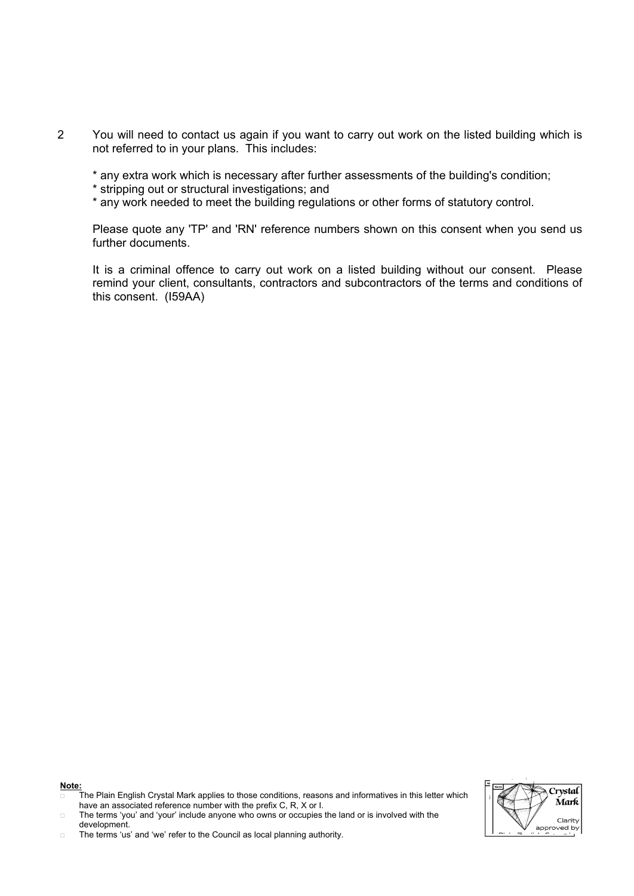2 You will need to contact us again if you want to carry out work on the listed building which is not referred to in your plans. This includes:

* any extra work which is necessary after further assessments of the building's condition;
* stripping out or structural investigations; and
* any work needed to meet the building regulations or other forms of statutory control.

Please quote any 'TP' and 'RN' reference numbers shown on this consent when you send us further documents.

It is a criminal offence to carry out work on a listed building without our consent. Please remind your client, consultants, contractors and subcontractors of the terms and conditions of this consent. (I59AA)

**Note:**

- The Plain English Crystal Mark applies to those conditions, reasons and informatives in this letter which have an associated reference number with the prefix C, R, X or I.
- The terms 'you' and 'your' include anyone who owns or occupies the land or is involved with the development.
- The terms 'us' and 'we' refer to the Council as local planning authority.

Crystal Mark

Clarity approved by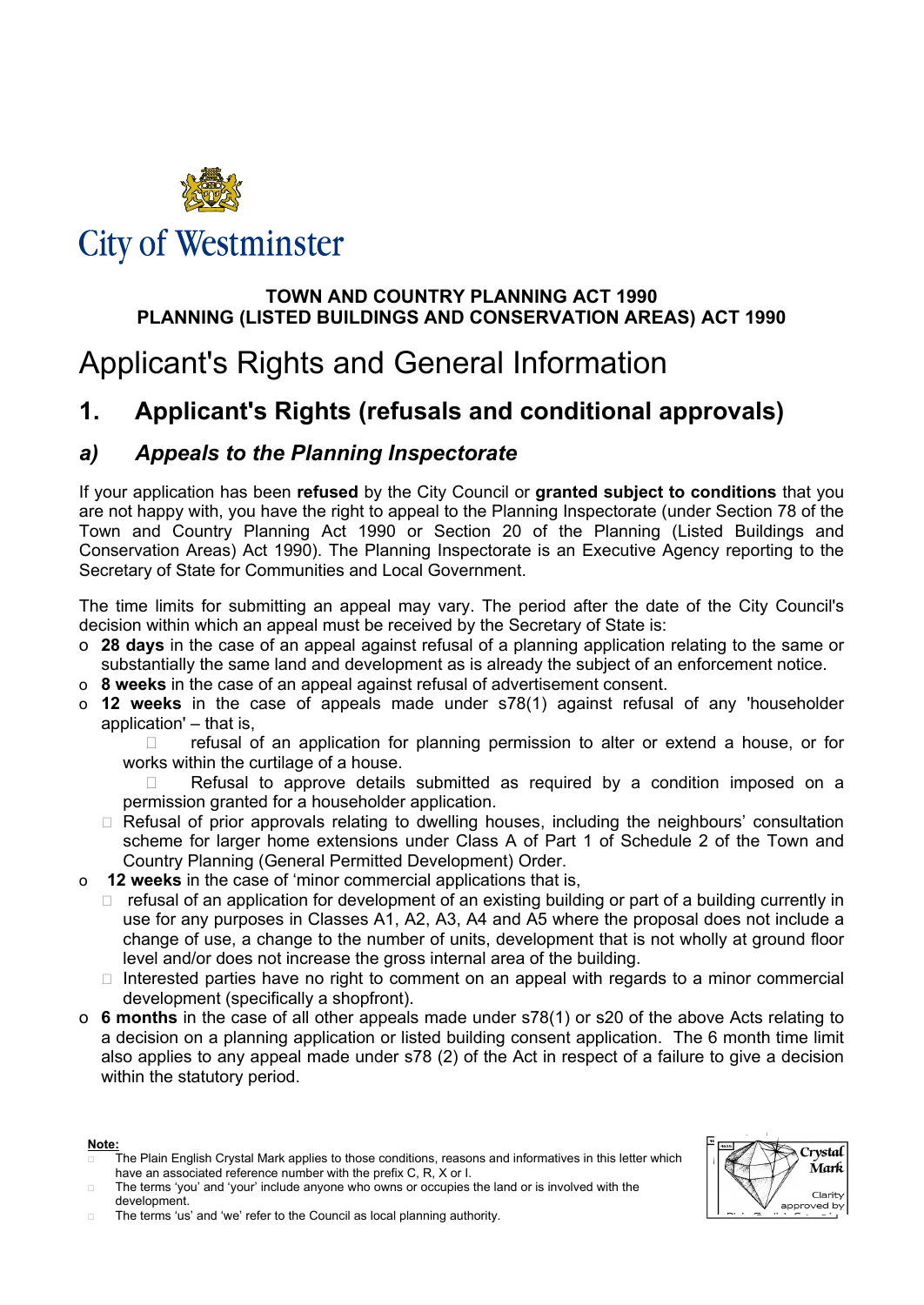City of Westminster

**TOWN AND COUNTRY PLANNING ACT 1990**
**PLANNING (LISTED BUILDINGS AND CONSERVATION AREAS) ACT 1990**

# Applicant's Rights and General Information

## 1. Applicant's Rights (refusals and conditional approvals)

### *a) Appeals to the Planning Inspectorate*

If your application has been **refused** by the City Council or **granted subject to conditions** that you are not happy with, you have the right to appeal to the Planning Inspectorate (under Section 78 of the Town and Country Planning Act 1990 or Section 20 of the Planning (Listed Buildings and Conservation Areas) Act 1990). The Planning Inspectorate is an Executive Agency reporting to the Secretary of State for Communities and Local Government.

The time limits for submitting an appeal may vary. The period after the date of the City Council's decision within which an appeal must be received by the Secretary of State is:

- **28 days** in the case of an appeal against refusal of a planning application relating to the same or substantially the same land and development as is already the subject of an enforcement notice.
- **8 weeks** in the case of an appeal against refusal of advertisement consent.
- **12 weeks** in the case of appeals made under s78(1) against refusal of any 'householder application' – that is,
  - refusal of an application for planning permission to alter or extend a house, or for works within the curtilage of a house.
  - Refusal to approve details submitted as required by a condition imposed on a permission granted for a householder application.
  - Refusal of prior approvals relating to dwelling houses, including the neighbours' consultation scheme for larger home extensions under Class A of Part 1 of Schedule 2 of the Town and Country Planning (General Permitted Development) Order.
- **12 weeks** in the case of 'minor commercial applications that is,
  - refusal of an application for development of an existing building or part of a building currently in use for any purposes in Classes A1, A2, A3, A4 and A5 where the proposal does not include a change of use, a change to the number of units, development that is not wholly at ground floor level and/or does not increase the gross internal area of the building.
  - Interested parties have no right to comment on an appeal with regards to a minor commercial development (specifically a shopfront).
- **6 months** in the case of all other appeals made under s78(1) or s20 of the above Acts relating to a decision on a planning application or listed building consent application. The 6 month time limit also applies to any appeal made under s78 (2) of the Act in respect of a failure to give a decision within the statutory period.

**Note:**

- The Plain English Crystal Mark applies to those conditions, reasons and informatives in this letter which have an associated reference number with the prefix C, R, X or I.
- The terms 'you' and 'your' include anyone who owns or occupies the land or is involved with the development.
- The terms 'us' and 'we' refer to the Council as local planning authority.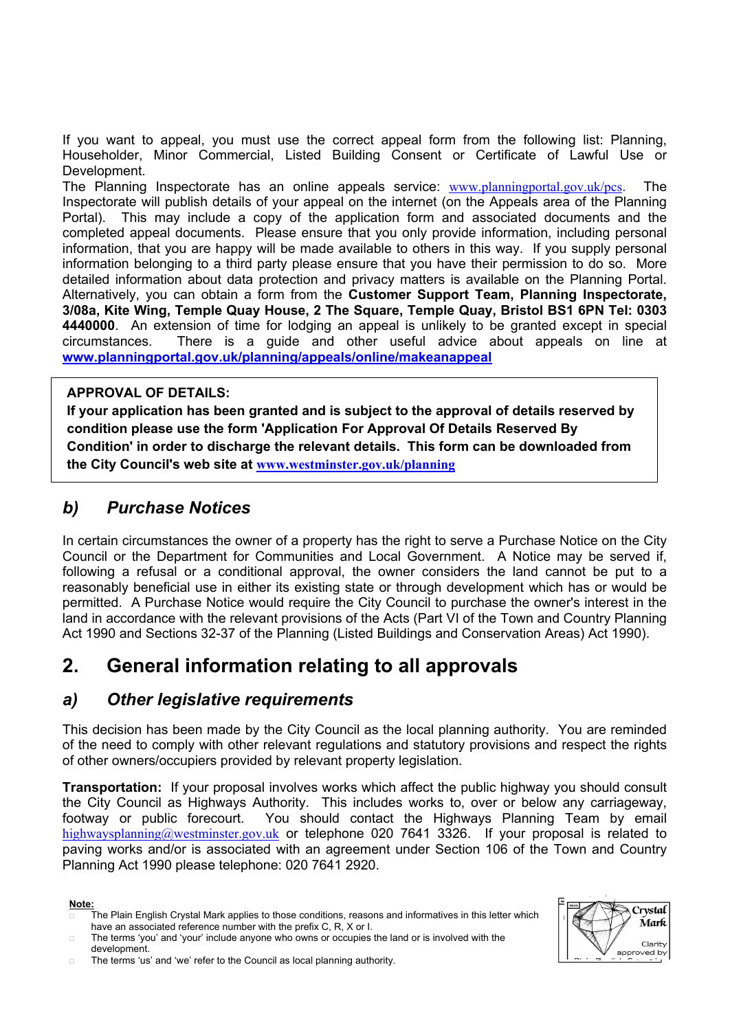If you want to appeal, you must use the correct appeal form from the following list: Planning, Householder, Minor Commercial, Listed Building Consent or Certificate of Lawful Use or Development.

The Planning Inspectorate has an online appeals service: www.planningportal.gov.uk/pcs. The Inspectorate will publish details of your appeal on the internet (on the Appeals area of the Planning Portal). This may include a copy of the application form and associated documents and the completed appeal documents. Please ensure that you only provide information, including personal information, that you are happy will be made available to others in this way. If you supply personal information belonging to a third party please ensure that you have their permission to do so. More detailed information about data protection and privacy matters is available on the Planning Portal. Alternatively, you can obtain a form from the **Customer Support Team, Planning Inspectorate, 3/08a, Kite Wing, Temple Quay House, 2 The Square, Temple Quay, Bristol BS1 6PN Tel: 0303 4440000**. An extension of time for lodging an appeal is unlikely to be granted except in special circumstances. There is a guide and other useful advice about appeals on line at **www.planningportal.gov.uk/planning/appeals/online/makeanappeal**

**APPROVAL OF DETAILS:**
**If your application has been granted and is subject to the approval of details reserved by condition please use the form 'Application For Approval Of Details Reserved By Condition' in order to discharge the relevant details. This form can be downloaded from the City Council's web site at www.westminster.gov.uk/planning**

## *b) Purchase Notices*

In certain circumstances the owner of a property has the right to serve a Purchase Notice on the City Council or the Department for Communities and Local Government. A Notice may be served if, following a refusal or a conditional approval, the owner considers the land cannot be put to a reasonably beneficial use in either its existing state or through development which has or would be permitted. A Purchase Notice would require the City Council to purchase the owner's interest in the land in accordance with the relevant provisions of the Acts (Part VI of the Town and Country Planning Act 1990 and Sections 32-37 of the Planning (Listed Buildings and Conservation Areas) Act 1990).

# 2. General information relating to all approvals

## *a) Other legislative requirements*

This decision has been made by the City Council as the local planning authority. You are reminded of the need to comply with other relevant regulations and statutory provisions and respect the rights of other owners/occupiers provided by relevant property legislation.

**Transportation:** If your proposal involves works which affect the public highway you should consult the City Council as Highways Authority. This includes works to, over or below any carriageway, footway or public forecourt. You should contact the Highways Planning Team by email highwaysplanning@westminster.gov.uk or telephone 020 7641 3326. If your proposal is related to paving works and/or is associated with an agreement under Section 106 of the Town and Country Planning Act 1990 please telephone: 020 7641 2920.

**Note:**

- The Plain English Crystal Mark applies to those conditions, reasons and informatives in this letter which have an associated reference number with the prefix C, R, X or I.
- The terms 'you' and 'your' include anyone who owns or occupies the land or is involved with the development.
- The terms 'us' and 'we' refer to the Council as local planning authority.

Crystal Mark
Clarity approved by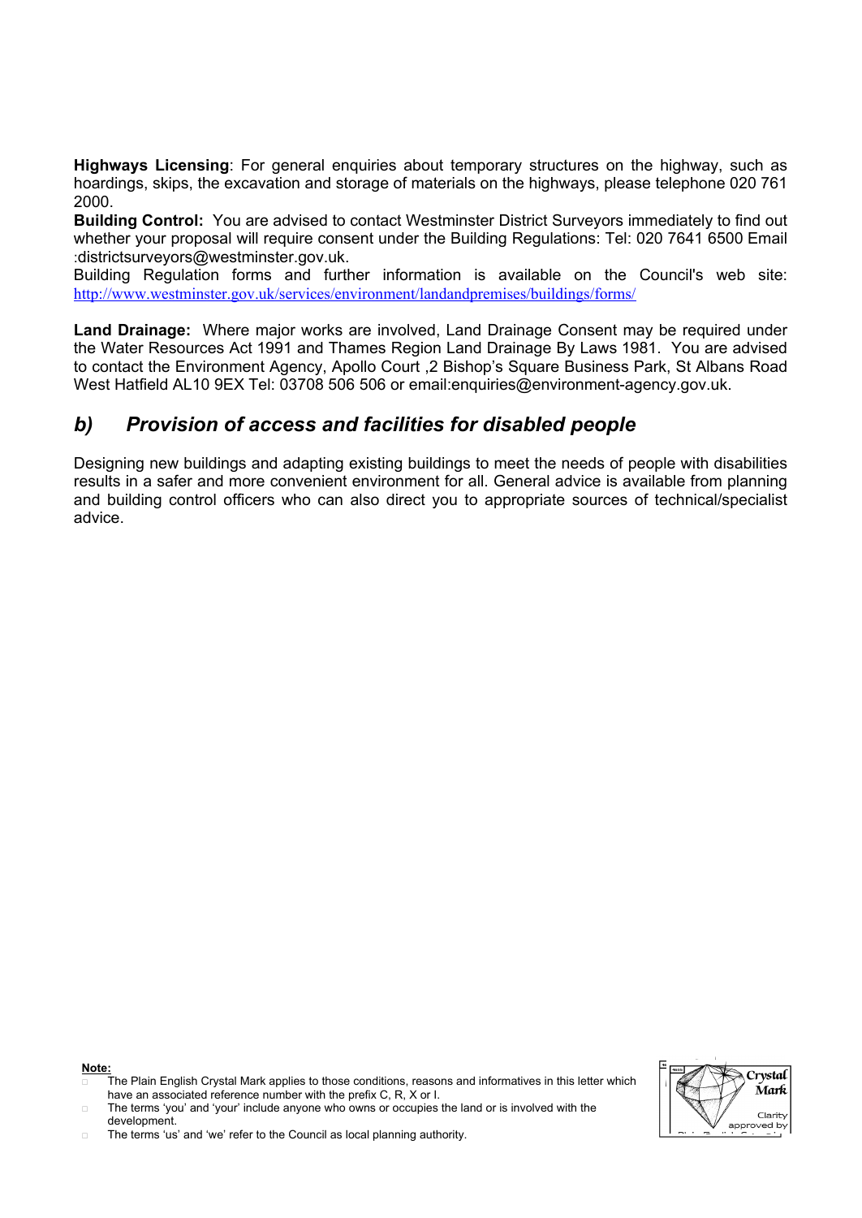**Highways Licensing**: For general enquiries about temporary structures on the highway, such as hoardings, skips, the excavation and storage of materials on the highways, please telephone 020 761 2000.

**Building Control:** You are advised to contact Westminster District Surveyors immediately to find out whether your proposal will require consent under the Building Regulations: Tel: 020 7641 6500 Email :districtsurveyors@westminster.gov.uk.

Building Regulation forms and further information is available on the Council's web site: http://www.westminster.gov.uk/services/environment/landandpremises/buildings/forms/

**Land Drainage:** Where major works are involved, Land Drainage Consent may be required under the Water Resources Act 1991 and Thames Region Land Drainage By Laws 1981. You are advised to contact the Environment Agency, Apollo Court ,2 Bishop's Square Business Park, St Albans Road West Hatfield AL10 9EX Tel: 03708 506 506 or email:enquiries@environment-agency.gov.uk.

## *b) Provision of access and facilities for disabled people*

Designing new buildings and adapting existing buildings to meet the needs of people with disabilities results in a safer and more convenient environment for all. General advice is available from planning and building control officers who can also direct you to appropriate sources of technical/specialist advice.

**Note:**

- The Plain English Crystal Mark applies to those conditions, reasons and informatives in this letter which have an associated reference number with the prefix C, R, X or I.
- The terms 'you' and 'your' include anyone who owns or occupies the land or is involved with the development.
- The terms 'us' and 'we' refer to the Council as local planning authority.

Crystal Mark

Clarity approved by